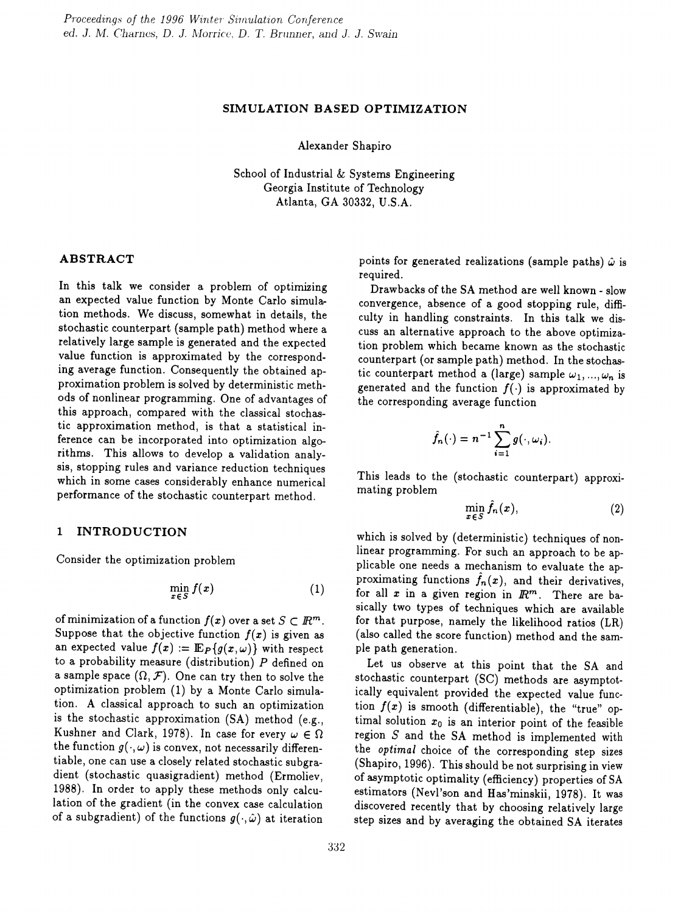# SIMULATION BASED OPTIMIZATION

Alexander Shapiro

School of Industrial & Systems Engineering
Georgia Institute of Technology
Atlanta, GA 30332, U.S.A.

## ABSTRACT

In this talk we consider a problem of optimizing an expected value function by Monte Carlo simulation methods. We discuss, somewhat in details, the stochastic counterpart (sample path) method where a relatively large sample is generated and the expected value function is approximated by the corresponding average function. Consequently the obtained approximation problem is solved by deterministic methods of nonlinear programming. One of advantages of this approach, compared with the classical stochastic approximation method, is that a statistical inference can be incorporated into optimization algorithms. This allows to develop a validation analysis, stopping rules and variance reduction techniques which in some cases considerably enhance numerical performance of the stochastic counterpart method.

## 1 INTRODUCTION

Consider the optimization problem

$$\min_{x \in S} f(x) \tag{1}$$

of minimization of a function $f(x)$ over a set $S \subset \mathbb{R}^m$. Suppose that the objective function $f(x)$ is given as an expected value $f(x) := \mathbb{E}_P\{g(x, \omega)\}$ with respect to a probability measure (distribution) $P$ defined on a sample space $(\Omega, \mathcal{F})$. One can try then to solve the optimization problem (1) by a Monte Carlo simulation. A classical approach to such an optimization is the stochastic approximation (SA) method (e.g., Kushner and Clark, 1978). In case for every $\omega \in \Omega$ the function $g(\cdot, \omega)$ is convex, not necessarily differentiable, one can use a closely related stochastic subgradient (stochastic quasigradient) method (Ermoliev, 1988). In order to apply these methods only calculation of the gradient (in the convex case calculation of a subgradient) of the functions $g(\cdot, \hat{\omega})$ at iteration points for generated realizations (sample paths) $\hat{\omega}$ is required.

Drawbacks of the SA method are well known - slow convergence, absence of a good stopping rule, difficulty in handling constraints. In this talk we discuss an alternative approach to the above optimization problem which became known as the stochastic counterpart (or sample path) method. In the stochastic counterpart method a (large) sample $\omega_1, ..., \omega_n$ is generated and the function $f(\cdot)$ is approximated by the corresponding average function

$$\hat{f}_n(\cdot) = n^{-1} \sum_{i=1}^{n} g(\cdot, \omega_i).$$

This leads to the (stochastic counterpart) approximating problem

$$\min_{x \in S} \hat{f}_n(x), \tag{2}$$

which is solved by (deterministic) techniques of nonlinear programming. For such an approach to be applicable one needs a mechanism to evaluate the approximating functions $\hat{f}_n(x)$, and their derivatives, for all $x$ in a given region in $\mathbb{R}^m$. There are basically two types of techniques which are available for that purpose, namely the likelihood ratios (LR) (also called the score function) method and the sample path generation.

Let us observe at this point that the SA and stochastic counterpart (SC) methods are asymptotically equivalent provided the expected value function $f(x)$ is smooth (differentiable), the "true" optimal solution $x_0$ is an interior point of the feasible region $S$ and the SA method is implemented with the *optimal* choice of the corresponding step sizes (Shapiro, 1996). This should be not surprising in view of asymptotic optimality (efficiency) properties of SA estimators (Nevl'son and Has'minskii, 1978). It was discovered recently that by choosing relatively large step sizes and by averaging the obtained SA iterates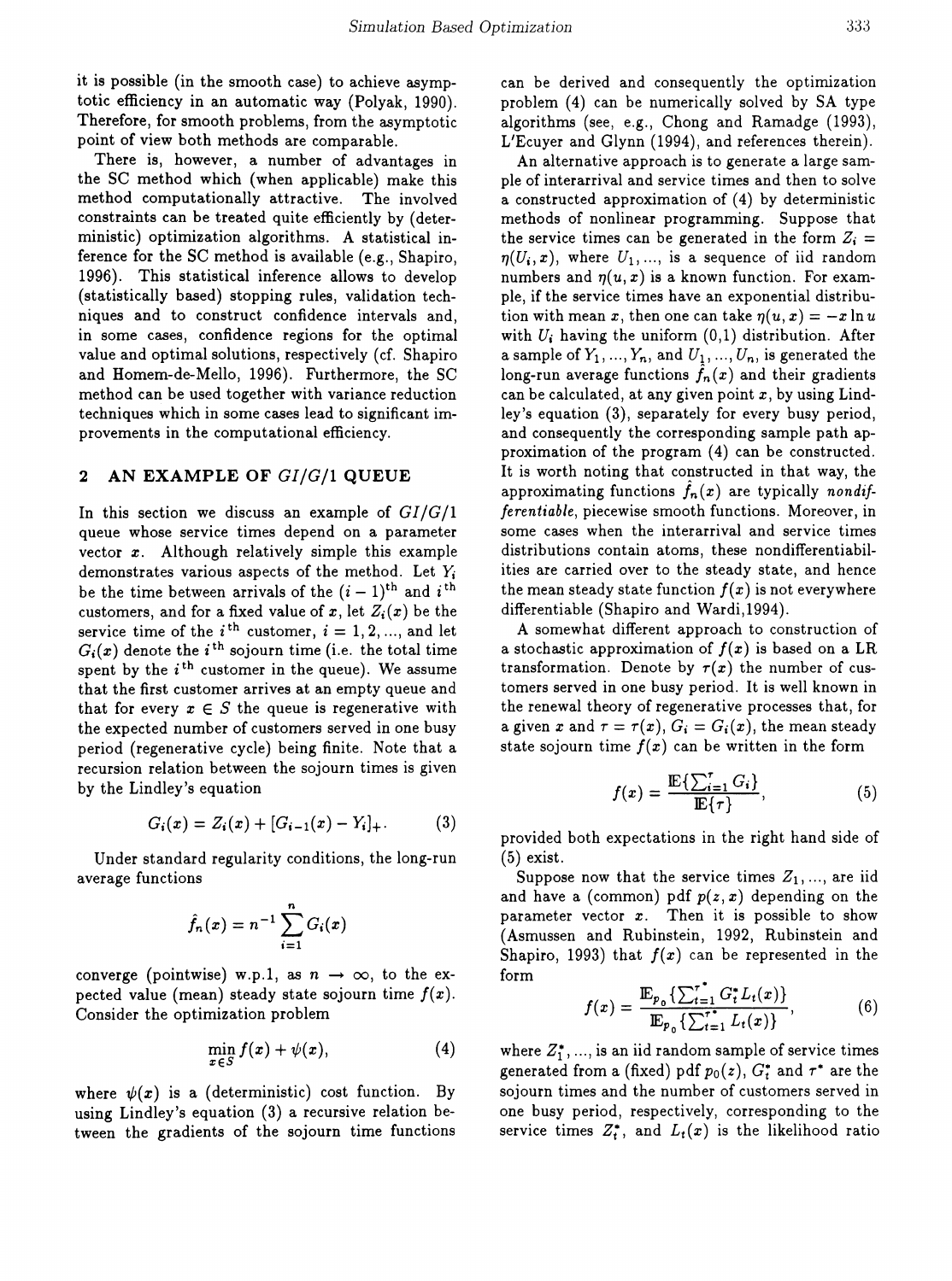it is possible (in the smooth case) to achieve asymptotic efficiency in an automatic way (Polyak, 1990). Therefore, for smooth problems, from the asymptotic point of view both methods are comparable.

There is, however, a number of advantages in the SC method which (when applicable) make this method computationally attractive. The involved constraints can be treated quite efficiently by (deterministic) optimization algorithms. A statistical inference for the SC method is available (e.g., Shapiro, 1996). This statistical inference allows to develop (statistically based) stopping rules, validation techniques and to construct confidence intervals and, in some cases, confidence regions for the optimal value and optimal solutions, respectively (cf. Shapiro and Homem-de-Mello, 1996). Furthermore, the SC method can be used together with variance reduction techniques which in some cases lead to significant improvements in the computational efficiency.

## 2 AN EXAMPLE OF $GI/G/1$ QUEUE

In this section we discuss an example of $GI/G/1$ queue whose service times depend on a parameter vector $x$. Although relatively simple this example demonstrates various aspects of the method. Let $Y_i$ be the time between arrivals of the $(i-1)^{\text{th}}$ and $i^{\text{th}}$ customers, and for a fixed value of $x$, let $Z_i(x)$ be the service time of the $i^{\text{th}}$ customer, $i = 1, 2, ...,$ and let $G_i(x)$ denote the $i^{\text{th}}$ sojourn time (i.e. the total time spent by the $i^{\text{th}}$ customer in the queue). We assume that the first customer arrives at an empty queue and that for every $x \in S$ the queue is regenerative with the expected number of customers served in one busy period (regenerative cycle) being finite. Note that a recursion relation between the sojourn times is given by the Lindley's equation

$$G_i(x) = Z_i(x) + [G_{i-1}(x) - Y_i]_+. \tag{3}$$

Under standard regularity conditions, the long-run average functions

$$\hat{f}_n(x) = n^{-1} \sum_{i=1}^{n} G_i(x)$$

converge (pointwise) w.p.1, as $n \to \infty$, to the expected value (mean) steady state sojourn time $f(x)$. Consider the optimization problem

$$\min_{x \in S} f(x) + \psi(x), \tag{4}$$

where $\psi(x)$ is a (deterministic) cost function. By using Lindley's equation (3) a recursive relation between the gradients of the sojourn time functions can be derived and consequently the optimization problem (4) can be numerically solved by SA type algorithms (see, e.g., Chong and Ramadge (1993), L'Ecuyer and Glynn (1994), and references therein).

An alternative approach is to generate a large sample of interarrival and service times and then to solve a constructed approximation of (4) by deterministic methods of nonlinear programming. Suppose that the service times can be generated in the form $Z_i = \eta(U_i, x)$, where $U_1, ...,$ is a sequence of iid random numbers and $\eta(u, x)$ is a known function. For example, if the service times have an exponential distribution with mean $x$, then one can take $\eta(u, x) = -x \ln u$ with $U_i$ having the uniform (0,1) distribution. After a sample of $Y_1, ..., Y_n$, and $U_1, ..., U_n$, is generated the long-run average functions $\hat{f}_n(x)$ and their gradients can be calculated, at any given point $x$, by using Lindley's equation (3), separately for every busy period, and consequently the corresponding sample path approximation of the program (4) can be constructed. It is worth noting that constructed in that way, the approximating functions $\hat{f}_n(x)$ are typically *nondifferentiable*, piecewise smooth functions. Moreover, in some cases when the interarrival and service times distributions contain atoms, these nondifferentiabilities are carried over to the steady state, and hence the mean steady state function $f(x)$ is not everywhere differentiable (Shapiro and Wardi,1994).

A somewhat different approach to construction of a stochastic approximation of $f(x)$ is based on a LR transformation. Denote by $\tau(x)$ the number of customers served in one busy period. It is well known in the renewal theory of regenerative processes that, for a given $x$ and $\tau = \tau(x)$, $G_i = G_i(x)$, the mean steady state sojourn time $f(x)$ can be written in the form

$$f(x) = \frac{\mathbb{E}\{\sum_{i=1}^{\tau} G_i\}}{\mathbb{E}\{\tau\}}, \tag{5}$$

provided both expectations in the right hand side of (5) exist.

Suppose now that the service times $Z_1, ...,$ are iid and have a (common) pdf $p(z, x)$ depending on the parameter vector $x$. Then it is possible to show (Asmussen and Rubinstein, 1992, Rubinstein and Shapiro, 1993) that $f(x)$ can be represented in the form

$$f(x) = \frac{\mathbb{E}_{p_0}\{\sum_{t=1}^{\tau^*} G_t^* L_t(x)\}}{\mathbb{E}_{p_0}\{\sum_{t=1}^{\tau^*} L_t(x)\}}, \tag{6}$$

where $Z_1^*, ...,$ is an iid random sample of service times generated from a (fixed) pdf $p_0(z)$, $G_t^*$ and $\tau^*$ are the sojourn times and the number of customers served in one busy period, respectively, corresponding to the service times $Z_t^*$, and $L_t(x)$ is the likelihood ratio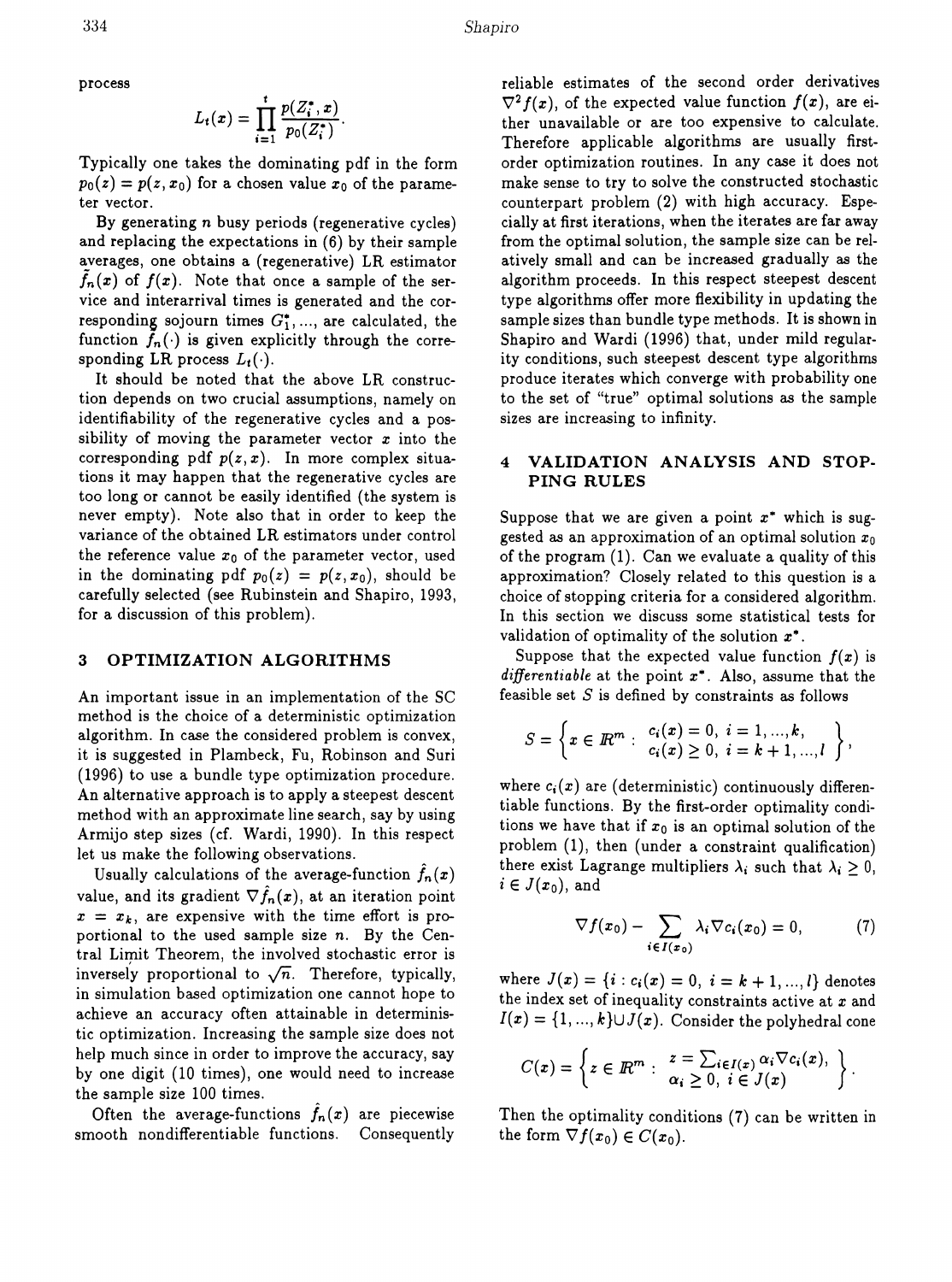process

$$L_t(x) = \prod_{i=1}^{t} \frac{p(Z_i^*, x)}{p_0(Z_i^*)}.$$

Typically one takes the dominating pdf in the form $p_0(z) = p(z, x_0)$ for a chosen value $x_0$ of the parameter vector.

By generating $n$ busy periods (regenerative cycles) and replacing the expectations in (6) by their sample averages, one obtains a (regenerative) LR estimator $\tilde{f}_n(x)$ of $f(x)$. Note that once a sample of the service and interarrival times is generated and the corresponding sojourn times $G_1^*, ...,$ are calculated, the function $\tilde{f}_n(\cdot)$ is given explicitly through the corresponding LR process $L_t(\cdot)$.

It should be noted that the above LR construction depends on two crucial assumptions, namely on identifiability of the regenerative cycles and a possibility of moving the parameter vector $x$ into the corresponding pdf $p(z, x)$. In more complex situations it may happen that the regenerative cycles are too long or cannot be easily identified (the system is never empty). Note also that in order to keep the variance of the obtained LR estimators under control the reference value $x_0$ of the parameter vector, used in the dominating pdf $p_0(z) = p(z, x_0)$, should be carefully selected (see Rubinstein and Shapiro, 1993, for a discussion of this problem).

## 3 OPTIMIZATION ALGORITHMS

An important issue in an implementation of the SC method is the choice of a deterministic optimization algorithm. In case the considered problem is convex, it is suggested in Plambeck, Fu, Robinson and Suri (1996) to use a bundle type optimization procedure. An alternative approach is to apply a steepest descent method with an approximate line search, say by using Armijo step sizes (cf. Wardi, 1990). In this respect let us make the following observations.

Usually calculations of the average-function $\hat{f}_n(x)$ value, and its gradient $\nabla \hat{f}_n(x)$, at an iteration point $x = x_k$, are expensive with the time effort is proportional to the used sample size $n$. By the Central Limit Theorem, the involved stochastic error is inversely proportional to $\sqrt{n}$. Therefore, typically, in simulation based optimization one cannot hope to achieve an accuracy often attainable in deterministic optimization. Increasing the sample size does not help much since in order to improve the accuracy, say by one digit (10 times), one would need to increase the sample size 100 times.

Often the average-functions $\hat{f}_n(x)$ are piecewise smooth nondifferentiable functions. Consequently reliable estimates of the second order derivatives $\nabla^2 f(x)$, of the expected value function $f(x)$, are either unavailable or are too expensive to calculate. Therefore applicable algorithms are usually first-order optimization routines. In any case it does not make sense to try to solve the constructed stochastic counterpart problem (2) with high accuracy. Especially at first iterations, when the iterates are far away from the optimal solution, the sample size can be relatively small and can be increased gradually as the algorithm proceeds. In this respect steepest descent type algorithms offer more flexibility in updating the sample sizes than bundle type methods. It is shown in Shapiro and Wardi (1996) that, under mild regularity conditions, such steepest descent type algorithms produce iterates which converge with probability one to the set of "true" optimal solutions as the sample sizes are increasing to infinity.

## 4 VALIDATION ANALYSIS AND STOPPING RULES

Suppose that we are given a point $x^*$ which is suggested as an approximation of an optimal solution $x_0$ of the program (1). Can we evaluate a quality of this approximation? Closely related to this question is a choice of stopping criteria for a considered algorithm. In this section we discuss some statistical tests for validation of optimality of the solution $x^*$.

Suppose that the expected value function $f(x)$ is *differentiable* at the point $x^*$. Also, assume that the feasible set $S$ is defined by constraints as follows

$$S = \left\{ x \in \mathbb{R}^m : \begin{array}{l} c_i(x) = 0, \ i = 1, ..., k, \\ c_i(x) \geq 0, \ i = k+1, ..., l \end{array} \right\},$$

where $c_i(x)$ are (deterministic) continuously differentiable functions. By the first-order optimality conditions we have that if $x_0$ is an optimal solution of the problem (1), then (under a constraint qualification) there exist Lagrange multipliers $\lambda_i$ such that $\lambda_i \geq 0$, $i \in J(x_0)$, and

$$\nabla f(x_0) - \sum_{i \in I(x_0)} \lambda_i \nabla c_i(x_0) = 0, \tag{7}$$

where $J(x) = \{i : c_i(x) = 0, \ i = k+1, ..., l\}$ denotes the index set of inequality constraints active at $x$ and $I(x) = \{1, ..., k\} \cup J(x)$. Consider the polyhedral cone

$$C(x) = \left\{ z \in \mathbb{R}^m : \begin{array}{l} z = \sum_{i \in I(x)} \alpha_i \nabla c_i(x), \\ \alpha_i \geq 0, \ i \in J(x) \end{array} \right\}.$$

Then the optimality conditions (7) can be written in the form $\nabla f(x_0) \in C(x_0)$.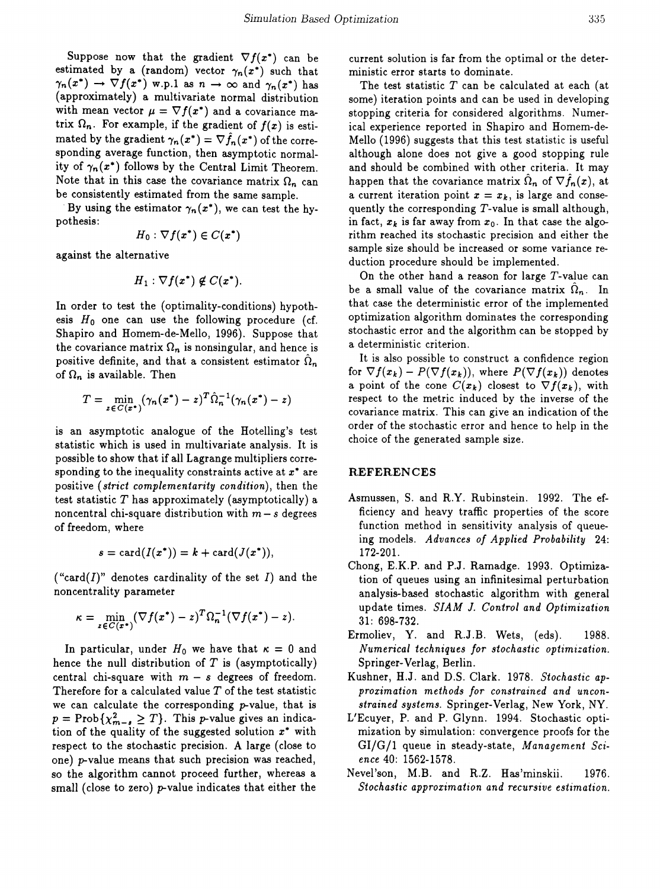Suppose now that the gradient $\nabla f(x^*)$ can be estimated by a (random) vector $\gamma_n(x^*)$ such that $\gamma_n(x^*) \to \nabla f(x^*)$ w.p.1 as $n \to \infty$ and $\gamma_n(x^*)$ has (approximately) a multivariate normal distribution with mean vector $\mu = \nabla f(x^*)$ and a covariance matrix $\Omega_n$. For example, if the gradient of $f(x)$ is estimated by the gradient $\gamma_n(x^*) = \nabla \hat{f}_n(x^*)$ of the corresponding average function, then asymptotic normality of $\gamma_n(x^*)$ follows by the Central Limit Theorem. Note that in this case the covariance matrix $\Omega_n$ can be consistently estimated from the same sample.

By using the estimator $\gamma_n(x^*)$, we can test the hypothesis:

$$H_0 : \nabla f(x^*) \in C(x^*)$$

against the alternative

$$H_1 : \nabla f(x^*) \notin C(x^*).$$

In order to test the (optimality-conditions) hypothesis $H_0$ one can use the following procedure (cf. Shapiro and Homem-de-Mello, 1996). Suppose that the covariance matrix $\Omega_n$ is nonsingular, and hence is positive definite, and that a consistent estimator $\hat{\Omega}_n$ of $\Omega_n$ is available. Then

$$T = \min_{z \in C(x^*)} (\gamma_n(x^*) - z)^T \hat{\Omega}_n^{-1} (\gamma_n(x^*) - z)$$

is an asymptotic analogue of the Hotelling's test statistic which is used in multivariate analysis. It is possible to show that if all Lagrange multipliers corresponding to the inequality constraints active at $x^*$ are positive (*strict complementarity condition*), then the test statistic $T$ has approximately (asymptotically) a noncentral chi-square distribution with $m - s$ degrees of freedom, where

$$s = \text{card}(I(x^*)) = k + \text{card}(J(x^*)),$$

("card($I$)" denotes cardinality of the set $I$) and the noncentrality parameter

$$\kappa = \min_{z \in C(x^*)} (\nabla f(x^*) - z)^T \Omega_n^{-1} (\nabla f(x^*) - z).$$

In particular, under $H_0$ we have that $\kappa = 0$ and hence the null distribution of $T$ is (asymptotically) central chi-square with $m - s$ degrees of freedom. Therefore for a calculated value $T$ of the test statistic we can calculate the corresponding $p$-value, that is $p = \text{Prob}\{\chi^2_{m-s} \geq T\}$. This $p$-value gives an indication of the quality of the suggested solution $x^*$ with respect to the stochastic precision. A large (close to one) $p$-value means that such precision was reached, so the algorithm cannot proceed further, whereas a small (close to zero) $p$-value indicates that either the current solution is far from the optimal or the deterministic error starts to dominate.

The test statistic $T$ can be calculated at each (at some) iteration points and can be used in developing stopping criteria for considered algorithms. Numerical experience reported in Shapiro and Homem-de-Mello (1996) suggests that this test statistic is useful although alone does not give a good stopping rule and should be combined with other criteria. It may happen that the covariance matrix $\hat{\Omega}_n$ of $\nabla \hat{f}_n(x)$, at a current iteration point $x = x_k$, is large and consequently the corresponding $T$-value is small although, in fact, $x_k$ is far away from $x_0$. In that case the algorithm reached its stochastic precision and either the sample size should be increased or some variance reduction procedure should be implemented.

On the other hand a reason for large $T$-value can be a small value of the covariance matrix $\hat{\Omega}_n$. In that case the deterministic error of the implemented optimization algorithm dominates the corresponding stochastic error and the algorithm can be stopped by a deterministic criterion.

It is also possible to construct a confidence region for $\nabla f(x_k) - P(\nabla f(x_k))$, where $P(\nabla f(x_k))$ denotes a point of the cone $C(x_k)$ closest to $\nabla f(x_k)$, with respect to the metric induced by the inverse of the covariance matrix. This can give an indication of the order of the stochastic error and hence to help in the choice of the generated sample size.

## REFERENCES

Asmussen, S. and R.Y. Rubinstein. 1992. The efficiency and heavy traffic properties of the score function method in sensitivity analysis of queueing models. *Advances of Applied Probability* 24: 172-201.

Chong, E.K.P. and P.J. Ramadge. 1993. Optimization of queues using an infinitesimal perturbation analysis-based stochastic algorithm with general update times. *SIAM J. Control and Optimization* 31: 698-732.

Ermoliev, Y. and R.J.B. Wets, (eds). 1988. *Numerical techniques for stochastic optimization.* Springer-Verlag, Berlin.

Kushner, H.J. and D.S. Clark. 1978. *Stochastic approximation methods for constrained and unconstrained systems.* Springer-Verlag, New York, NY.

L'Ecuyer, P. and P. Glynn. 1994. Stochastic optimization by simulation: convergence proofs for the GI/G/1 queue in steady-state, *Management Science* 40: 1562-1578.

Nevel'son, M.B. and R.Z. Has'minskii. 1976. *Stochastic approximation and recursive estimation.*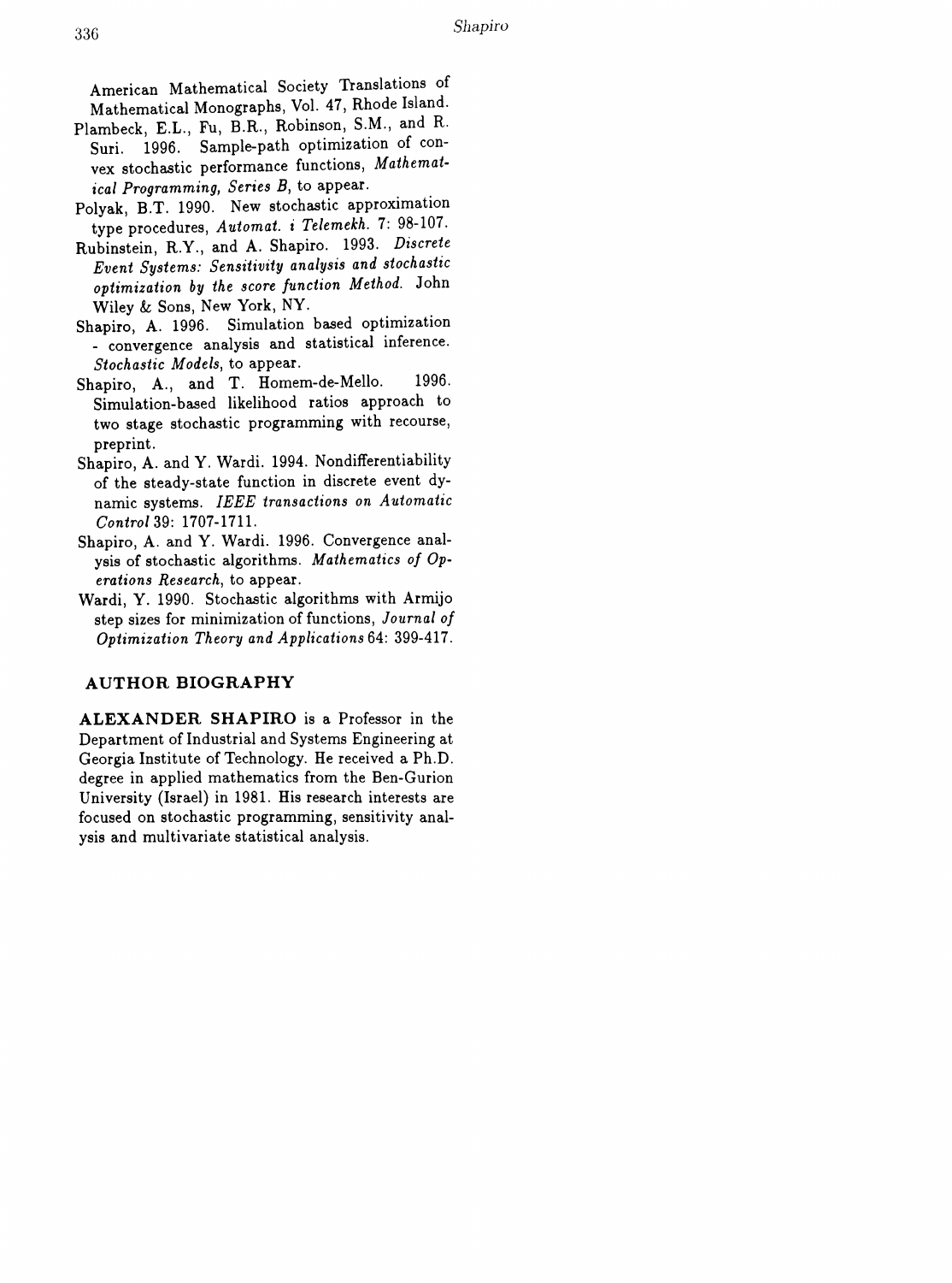American Mathematical Society Translations of Mathematical Monographs, Vol. 47, Rhode Island.

Plambeck, E.L., Fu, B.R., Robinson, S.M., and R. Suri. 1996. Sample-path optimization of convex stochastic performance functions, *Mathematical Programming, Series B*, to appear.

Polyak, B.T. 1990. New stochastic approximation type procedures, *Automat. i Telemekh.* 7: 98-107.

Rubinstein, R.Y., and A. Shapiro. 1993. *Discrete Event Systems: Sensitivity analysis and stochastic optimization by the score function Method.* John Wiley & Sons, New York, NY.

Shapiro, A. 1996. Simulation based optimization - convergence analysis and statistical inference. *Stochastic Models*, to appear.

Shapiro, A., and T. Homem-de-Mello. 1996. Simulation-based likelihood ratios approach to two stage stochastic programming with recourse, preprint.

Shapiro, A. and Y. Wardi. 1994. Nondifferentiability of the steady-state function in discrete event dynamic systems. *IEEE transactions on Automatic Control* 39: 1707-1711.

Shapiro, A. and Y. Wardi. 1996. Convergence analysis of stochastic algorithms. *Mathematics of Operations Research*, to appear.

Wardi, Y. 1990. Stochastic algorithms with Armijo step sizes for minimization of functions, *Journal of Optimization Theory and Applications* 64: 399-417.

## AUTHOR BIOGRAPHY

**ALEXANDER SHAPIRO** is a Professor in the Department of Industrial and Systems Engineering at Georgia Institute of Technology. He received a Ph.D. degree in applied mathematics from the Ben-Gurion University (Israel) in 1981. His research interests are focused on stochastic programming, sensitivity analysis and multivariate statistical analysis.